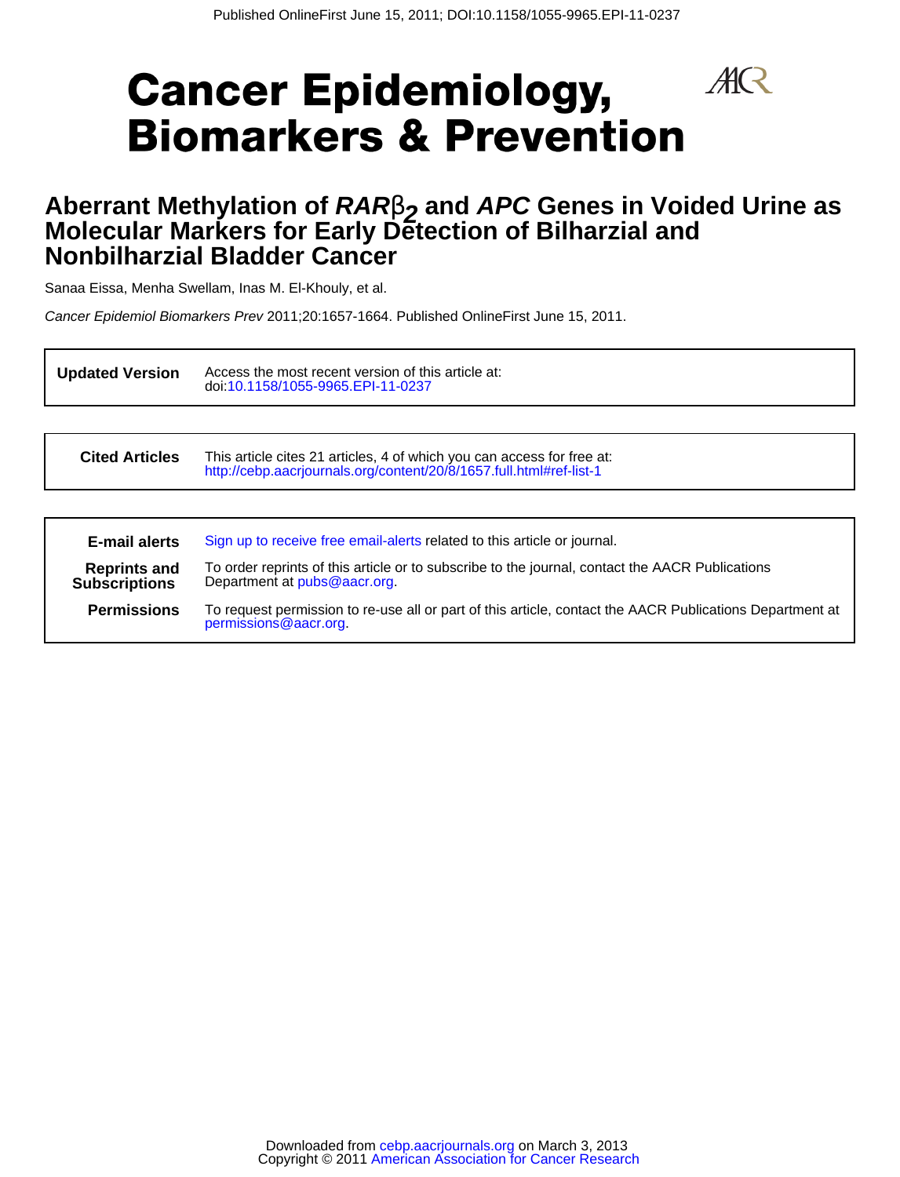Published OnlineFirst June 15, 2011; DOI:10.1158/1055-9965.EPI-11-0237

# Cancer Epidemiology, Biomarkers & Prevention

## Aberrant Methylation of *RAR*$\beta_2$ and *APC* Genes in Voided Urine as Molecular Markers for Early Detection of Bilharzial and Nonbilharzial Bladder Cancer

Sanaa Eissa, Menha Swellam, Inas M. El-Khouly, et al.

*Cancer Epidemiol Biomarkers Prev* 2011;20:1657-1664. Published OnlineFirst June 15, 2011.

| | |
|---|---|
| **Updated Version** | Access the most recent version of this article at: doi:10.1158/1055-9965.EPI-11-0237 |

| | |
|---|---|
| **Cited Articles** | This article cites 21 articles, 4 of which you can access for free at: http://cebp.aacrjournals.org/content/20/8/1657.full.html#ref-list-1 |

| | |
|---|---|
| **E-mail alerts** | Sign up to receive free email-alerts related to this article or journal. |
| **Reprints and Subscriptions** | To order reprints of this article or to subscribe to the journal, contact the AACR Publications Department at pubs@aacr.org. |
| **Permissions** | To request permission to re-use all or part of this article, contact the AACR Publications Department at permissions@aacr.org. |

Downloaded from cebp.aacrjournals.org on March 3, 2013
Copyright © 2011 American Association for Cancer Research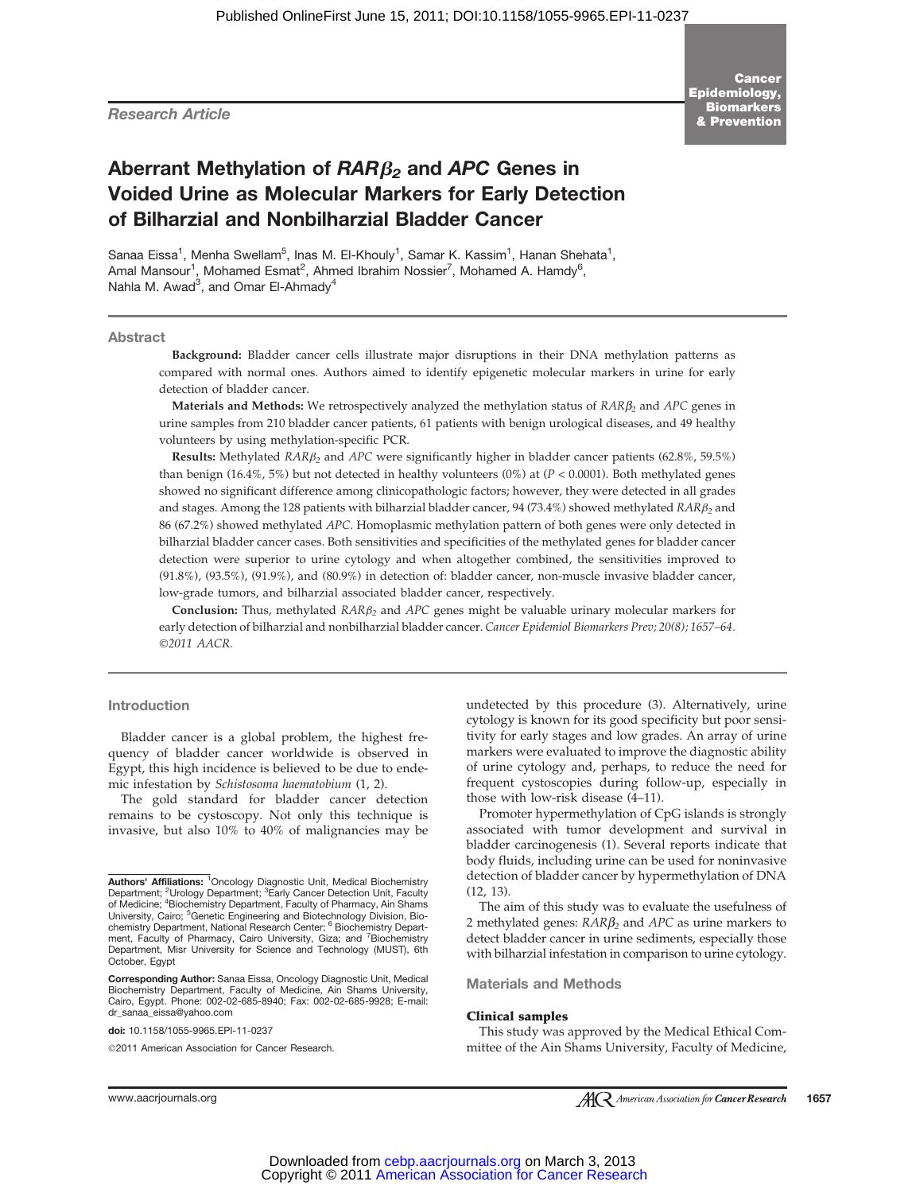Research Article

# Aberrant Methylation of $RAR\beta_2$ and *APC* Genes in Voided Urine as Molecular Markers for Early Detection of Bilharzial and Nonbilharzial Bladder Cancer

Sanaa Eissa[1], Menha Swellam[5], Inas M. El-Khouly[1], Samar K. Kassim[1], Hanan Shehata[1], Amal Mansour[1], Mohamed Esmat[2], Ahmed Ibrahim Nossier[7], Mohamed A. Hamdy[6], Nahla M. Awad[3], and Omar El-Ahmady[4]

## Abstract

**Background:** Bladder cancer cells illustrate major disruptions in their DNA methylation patterns as compared with normal ones. Authors aimed to identify epigenetic molecular markers in urine for early detection of bladder cancer.

**Materials and Methods:** We retrospectively analyzed the methylation status of $RAR\beta_2$ and *APC* genes in urine samples from 210 bladder cancer patients, 61 patients with benign urological diseases, and 49 healthy volunteers by using methylation-specific PCR.

**Results:** Methylated $RAR\beta_2$ and *APC* were significantly higher in bladder cancer patients (62.8%, 59.5%) than benign (16.4%, 5%) but not detected in healthy volunteers (0%) at ($P < 0.0001$). Both methylated genes showed no significant difference among clinicopathologic factors; however, they were detected in all grades and stages. Among the 128 patients with bilharzial bladder cancer, 94 (73.4%) showed methylated $RAR\beta_2$ and 86 (67.2%) showed methylated *APC*. Homoplasmic methylation pattern of both genes were only detected in bilharzial bladder cancer cases. Both sensitivities and specificities of the methylated genes for bladder cancer detection were superior to urine cytology and when altogether combined, the sensitivities improved to (91.8%), (93.5%), (91.9%), and (80.9%) in detection of: bladder cancer, non-muscle invasive bladder cancer, low-grade tumors, and bilharzial associated bladder cancer, respectively.

**Conclusion:** Thus, methylated $RAR\beta_2$ and *APC* genes might be valuable urinary molecular markers for early detection of bilharzial and nonbilharzial bladder cancer. *Cancer Epidemiol Biomarkers Prev; 20(8); 1657–64. ©2011 AACR.*

## Introduction

Bladder cancer is a global problem, the highest frequency of bladder cancer worldwide is observed in Egypt, this high incidence is believed to be due to endemic infestation by *Schistosoma haematobium* (1, 2).

The gold standard for bladder cancer detection remains to be cystoscopy. Not only this technique is invasive, but also 10% to 40% of malignancies may be undetected by this procedure (3). Alternatively, urine cytology is known for its good specificity but poor sensitivity for early stages and low grades. An array of urine markers were evaluated to improve the diagnostic ability of urine cytology and, perhaps, to reduce the need for frequent cystoscopies during follow-up, especially in those with low-risk disease (4–11).

Promoter hypermethylation of CpG islands is strongly associated with tumor development and survival in bladder carcinogenesis (1). Several reports indicate that body fluids, including urine can be used for noninvasive detection of bladder cancer by hypermethylation of DNA (12, 13).

The aim of this study was to evaluate the usefulness of 2 methylated genes: $RAR\beta_2$ and *APC* as urine markers to detect bladder cancer in urine sediments, especially those with bilharzial infestation in comparison to urine cytology.

## Materials and Methods

### Clinical samples

This study was approved by the Medical Ethical Committee of the Ain Shams University, Faculty of Medicine,

**Authors' Affiliations:** [1]Oncology Diagnostic Unit, Medical Biochemistry Department; [2]Urology Department; [3]Early Cancer Detection Unit, Faculty of Medicine; [4]Biochemistry Department, Faculty of Pharmacy, Ain Shams University, Cairo; [5]Genetic Engineering and Biotechnology Division, Biochemistry Department, National Research Center; [6]Biochemistry Department, Faculty of Pharmacy, Cairo University, Giza; and [7]Biochemistry Department, Misr University for Science and Technology (MUST), 6th October, Egypt

**Corresponding Author:** Sanaa Eissa, Oncology Diagnostic Unit, Medical Biochemistry Department, Faculty of Medicine, Ain Shams University, Cairo, Egypt. Phone: 002-02-685-8940; Fax: 002-02-685-9928; E-mail: dr_sanaa_eissa@yahoo.com

**doi:** 10.1158/1055-9965.EPI-11-0237

©2011 American Association for Cancer Research.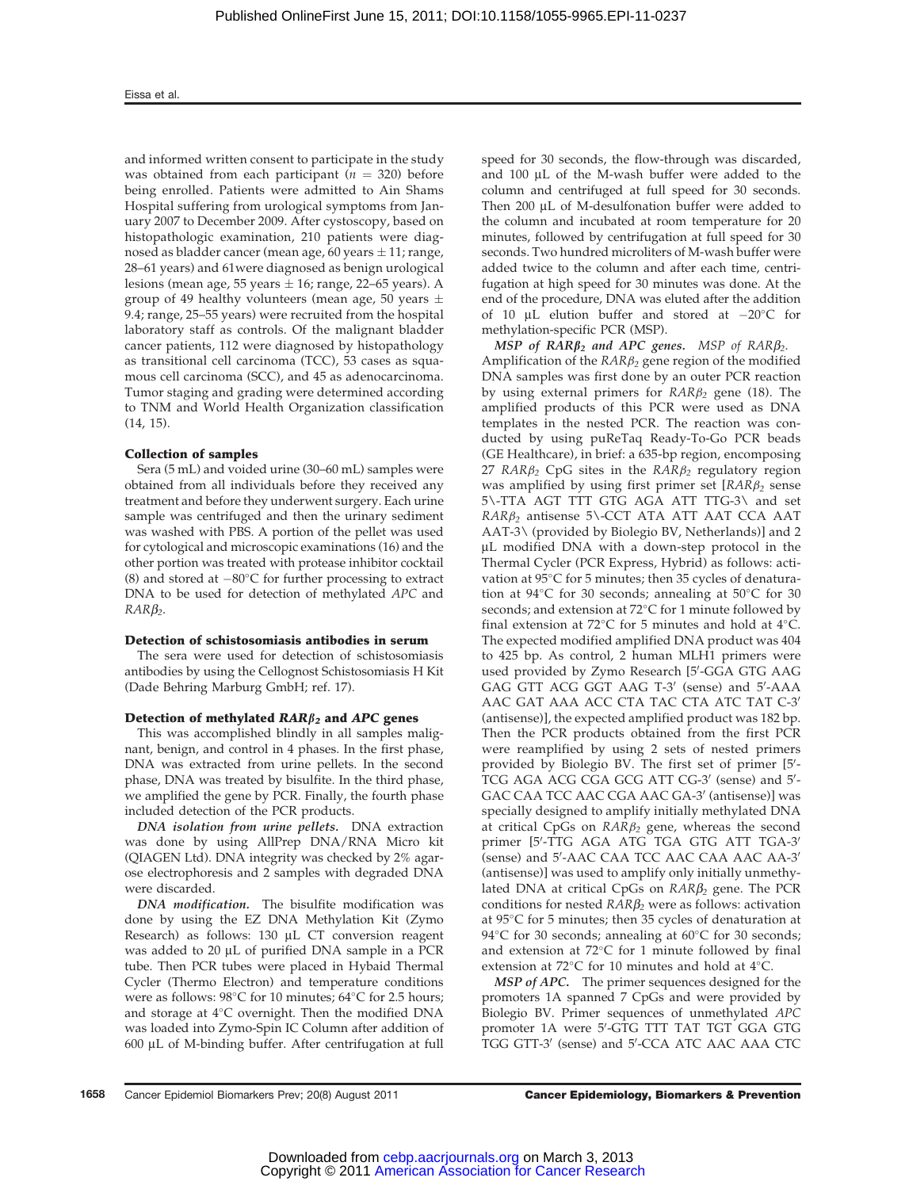and informed written consent to participate in the study was obtained from each participant ($n = 320$) before being enrolled. Patients were admitted to Ain Shams Hospital suffering from urological symptoms from January 2007 to December 2009. After cystoscopy, based on histopathologic examination, 210 patients were diagnosed as bladder cancer (mean age, 60 years ± 11; range, 28–61 years) and 61were diagnosed as benign urological lesions (mean age, 55 years ± 16; range, 22–65 years). A group of 49 healthy volunteers (mean age, 50 years ± 9.4; range, 25–55 years) were recruited from the hospital laboratory staff as controls. Of the malignant bladder cancer patients, 112 were diagnosed by histopathology as transitional cell carcinoma (TCC), 53 cases as squamous cell carcinoma (SCC), and 45 as adenocarcinoma. Tumor staging and grading were determined according to TNM and World Health Organization classification (14, 15).

### Collection of samples

Sera (5 mL) and voided urine (30–60 mL) samples were obtained from all individuals before they received any treatment and before they underwent surgery. Each urine sample was centrifuged and then the urinary sediment was washed with PBS. A portion of the pellet was used for cytological and microscopic examinations (16) and the other portion was treated with protease inhibitor cocktail (8) and stored at −80°C for further processing to extract DNA to be used for detection of methylated *APC* and *RARβ₂*.

### Detection of schistosomiasis antibodies in serum

The sera were used for detection of schistosomiasis antibodies by using the Cellognost Schistosomiasis H Kit (Dade Behring Marburg GmbH; ref. 17).

### Detection of methylated *RARβ₂* and *APC* genes

This was accomplished blindly in all samples malignant, benign, and control in 4 phases. In the first phase, DNA was extracted from urine pellets. In the second phase, DNA was treated by bisulfite. In the third phase, we amplified the gene by PCR. Finally, the fourth phase included detection of the PCR products.

***DNA isolation from urine pellets.*** DNA extraction was done by using AllPrep DNA/RNA Micro kit (QIAGEN Ltd). DNA integrity was checked by 2% agarose electrophoresis and 2 samples with degraded DNA were discarded.

***DNA modification.*** The bisulfite modification was done by using the EZ DNA Methylation Kit (Zymo Research) as follows: 130 μL CT conversion reagent was added to 20 μL of purified DNA sample in a PCR tube. Then PCR tubes were placed in Hybaid Thermal Cycler (Thermo Electron) and temperature conditions were as follows: 98°C for 10 minutes; 64°C for 2.5 hours; and storage at 4°C overnight. Then the modified DNA was loaded into Zymo-Spin IC Column after addition of 600 μL of M-binding buffer. After centrifugation at full speed for 30 seconds, the flow-through was discarded, and 100 μL of the M-wash buffer were added to the column and centrifuged at full speed for 30 seconds. Then 200 μL of M-desulfonation buffer were added to the column and incubated at room temperature for 20 minutes, followed by centrifugation at full speed for 30 seconds. Two hundred microliters of M-wash buffer were added twice to the column and after each time, centrifugation at high speed for 30 minutes was done. At the end of the procedure, DNA was eluted after the addition of 10 μL elution buffer and stored at −20°C for methylation-specific PCR (MSP).

***MSP of RARβ₂ and APC genes.*** *MSP of RARβ₂.* Amplification of the *RARβ₂* gene region of the modified DNA samples was first done by an outer PCR reaction by using external primers for *RARβ₂* gene (18). The amplified products of this PCR were used as DNA templates in the nested PCR. The reaction was conducted by using puReTaq Ready-To-Go PCR beads (GE Healthcare), in brief: a 635-bp region, encompassing 27 *RARβ₂* CpG sites in the *RARβ₂* regulatory region was amplified by using first primer set [*RARβ₂* sense 5\-TTA AGT TTT GTG AGA ATT TTG-3\ and set *RARβ₂* antisense 5\-CCT ATA ATT AAT CCA AAT AAT-3\ (provided by Biolegio BV, Netherlands)] and 2 μL modified DNA with a down-step protocol in the Thermal Cycler (PCR Express, Hybrid) as follows: activation at 95°C for 5 minutes; then 35 cycles of denaturation at 94°C for 30 seconds; annealing at 50°C for 30 seconds; and extension at 72°C for 1 minute followed by final extension at 72°C for 5 minutes and hold at 4°C. The expected modified amplified DNA product was 404 to 425 bp. As control, 2 human MLH1 primers were used provided by Zymo Research [5′-GGA GTG AAG GAG GTT ACG GGT AAG T-3′ (sense) and 5′-AAA AAC GAT AAA ACC CTA TAC CTA ATC TAT C-3′ (antisense)], the expected amplified product was 182 bp. Then the PCR products obtained from the first PCR were reamplified by using 2 sets of nested primers provided by Biolegio BV. The first set of primer [5′-TCG AGA ACG CGA GCG ATT CG-3′ (sense) and 5′-GAC CAA TCC AAC CGA AAC GA-3′ (antisense)] was specially designed to amplify initially methylated DNA at critical CpGs on *RARβ₂* gene, whereas the second primer [5′-TTG AGA ATG TGA GTG ATT TGA-3′ (sense) and 5′-AAC CAA TCC AAC CAA AAC AA-3′ (antisense)] was used to amplify only initially unmethylated DNA at critical CpGs on *RARβ₂* gene. The PCR conditions for nested *RARβ₂* were as follows: activation at 95°C for 5 minutes; then 35 cycles of denaturation at 94°C for 30 seconds; annealing at 60°C for 30 seconds; and extension at 72°C for 1 minute followed by final extension at 72°C for 10 minutes and hold at 4°C.

***MSP of APC.*** The primer sequences designed for the promoters 1A spanned 7 CpGs and were provided by Biolegio BV. Primer sequences of unmethylated *APC* promoter 1A were 5′-GTG TTT TAT TGT GGA GTG TGG GTT-3′ (sense) and 5′-CCA ATC AAC AAA CTC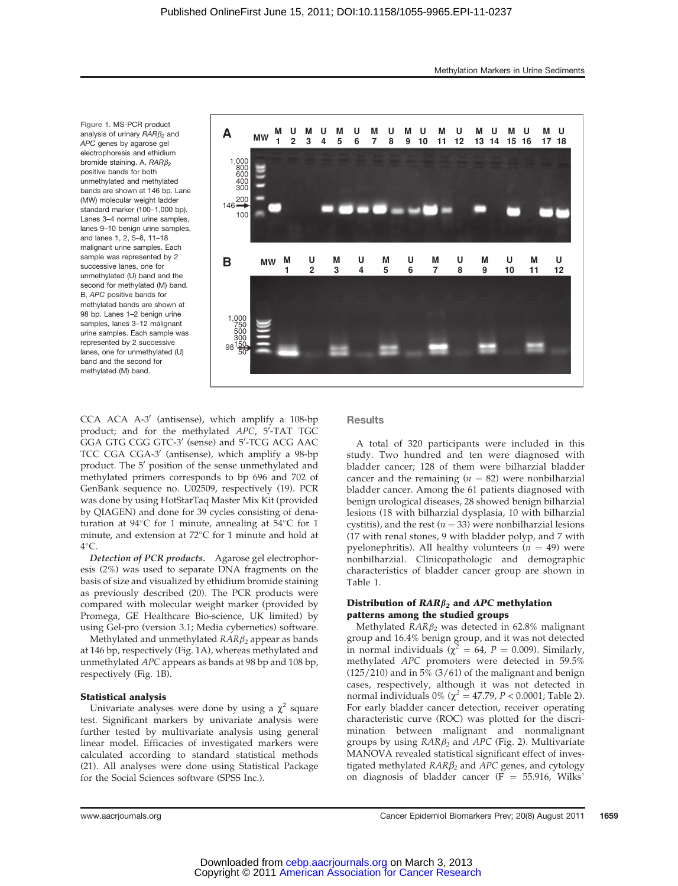Figure 1. MS-PCR product analysis of urinary $RAR\beta_2$ and *APC* genes by agarose gel electrophoresis and ethidium bromide staining. A, $RAR\beta_2$ positive bands for both unmethylated and methylated bands are shown at 146 bp. Lane (MW) molecular weight ladder standard marker (100–1,000 bp). Lanes 3–4 normal urine samples, lanes 9–10 benign urine samples, and lanes 1, 2, 5–8, 11–18 malignant urine samples. Each sample was represented by 2 successive lanes, one for unmethylated (U) band and the second for methylated (M) band. B, *APC* positive bands for methylated bands are shown at 98 bp. Lanes 1–2 benign urine samples, lanes 3–12 malignant urine samples. Each sample was represented by 2 successive lanes, one for unmethylated (U) band and the second for methylated (M) band.

CCA ACA A-3′ (antisense), which amplify a 108-bp product; and for the methylated *APC*, 5′-TAT TGC GGA GTG CGG GTC-3′ (sense) and 5′-TCG ACG AAC TCC CGA CGA-3′ (antisense), which amplify a 98-bp product. The 5′ position of the sense unmethylated and methylated primers corresponds to bp 696 and 702 of GenBank sequence no. U02509, respectively (19). PCR was done by using HotStarTaq Master Mix Kit (provided by QIAGEN) and done for 39 cycles consisting of denaturation at 94°C for 1 minute, annealing at 54°C for 1 minute, and extension at 72°C for 1 minute and hold at 4°C.

*Detection of PCR products.* Agarose gel electrophoresis (2%) was used to separate DNA fragments on the basis of size and visualized by ethidium bromide staining as previously described (20). The PCR products were compared with molecular weight marker (provided by Promega, GE Healthcare Bio-science, UK limited) by using Gel-pro (version 3.1; Media cybernetics) software.

Methylated and unmethylated $RAR\beta_2$ appear as bands at 146 bp, respectively (Fig. 1A), whereas methylated and unmethylated *APC* appears as bands at 98 bp and 108 bp, respectively (Fig. 1B).

### Statistical analysis

Univariate analyses were done by using a $\chi^2$ square test. Significant markers by univariate analysis were further tested by multivariate analysis using general linear model. Efficacies of investigated markers were calculated according to standard statistical methods (21). All analyses were done using Statistical Package for the Social Sciences software (SPSS Inc.).

## Results

A total of 320 participants were included in this study. Two hundred and ten were diagnosed with bladder cancer; 128 of them were bilharzial bladder cancer and the remaining ($n$ = 82) were nonbilharzial bladder cancer. Among the 61 patients diagnosed with benign urological diseases, 28 showed benign bilharzial lesions (18 with bilharzial dysplasia, 10 with bilharzial cystitis), and the rest ($n$ = 33) were nonbilharzial lesions (17 with renal stones, 9 with bladder polyp, and 7 with pyelonephritis). All healthy volunteers ($n$ = 49) were nonbilharzial. Clinicopathologic and demographic characteristics of bladder cancer group are shown in Table 1.

### Distribution of $RAR\beta_2$ and *APC* methylation patterns among the studied groups

Methylated $RAR\beta_2$ was detected in 62.8% malignant group and 16.4% benign group, and it was not detected in normal individuals ($\chi^2$ = 64, $P$ = 0.009). Similarly, methylated *APC* promoters were detected in 59.5% (125/210) and in 5% (3/61) of the malignant and benign cases, respectively, although it was not detected in normal individuals 0% ($\chi^2$ = 47.79, $P$ < 0.0001; Table 2). For early bladder cancer detection, receiver operating characteristic curve (ROC) was plotted for the discrimination between malignant and nonmalignant groups by using $RAR\beta_2$ and *APC* (Fig. 2). Multivariate MANOVA revealed statistical significant effect of investigated methylated $RAR\beta_2$ and *APC* genes, and cytology on diagnosis of bladder cancer (F = 55.916, Wilks'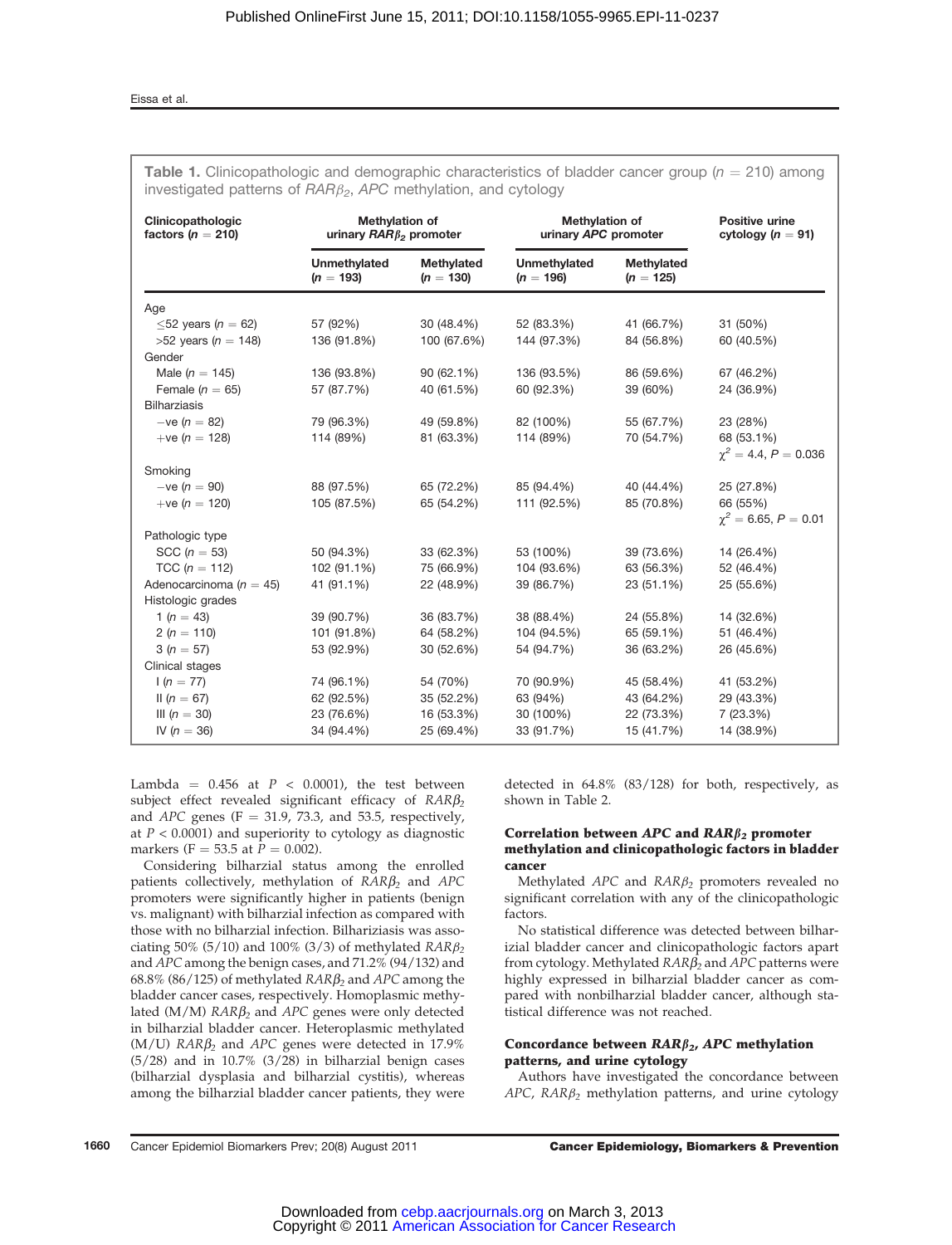**Table 1.** Clinicopathologic and demographic characteristics of bladder cancer group ($n$ = 210) among investigated patterns of $RAR\beta_2$, *APC* methylation, and cytology

| Clinicopathologic factors ($n$ = 210) | Methylation of urinary $RAR\beta_2$ promoter | | Methylation of urinary *APC* promoter | | Positive urine cytology ($n$ = 91) |
|---|---|---|---|---|---|
| | Unmethylated ($n$ = 193) | Methylated ($n$ = 130) | Unmethylated ($n$ = 196) | Methylated ($n$ = 125) | |
| Age | | | | | |
| ≤52 years ($n$ = 62) | 57 (92%) | 30 (48.4%) | 52 (83.3%) | 41 (66.7%) | 31 (50%) |
| >52 years ($n$ = 148) | 136 (91.8%) | 100 (67.6%) | 144 (97.3%) | 84 (56.8%) | 60 (40.5%) |
| Gender | | | | | |
| Male ($n$ = 145) | 136 (93.8%) | 90 (62.1%) | 136 (93.5%) | 86 (59.6%) | 67 (46.2%) |
| Female ($n$ = 65) | 57 (87.7%) | 40 (61.5%) | 60 (92.3%) | 39 (60%) | 24 (36.9%) |
| Bilharziasis | | | | | |
| −ve ($n$ = 82) | 79 (96.3%) | 49 (59.8%) | 82 (100%) | 55 (67.7%) | 23 (28%) |
| +ve ($n$ = 128) | 114 (89%) | 81 (63.3%) | 114 (89%) | 70 (54.7%) | 68 (53.1%) $\chi^2$ = 4.4, $P$ = 0.036 |
| Smoking | | | | | |
| −ve ($n$ = 90) | 88 (97.5%) | 65 (72.2%) | 85 (94.4%) | 40 (44.4%) | 25 (27.8%) |
| +ve ($n$ = 120) | 105 (87.5%) | 65 (54.2%) | 111 (92.5%) | 85 (70.8%) | 66 (55%) $\chi^2$ = 6.65, $P$ = 0.01 |
| Pathologic type | | | | | |
| SCC ($n$ = 53) | 50 (94.3%) | 33 (62.3%) | 53 (100%) | 39 (73.6%) | 14 (26.4%) |
| TCC ($n$ = 112) | 102 (91.1%) | 75 (66.9%) | 104 (93.6%) | 63 (56.3%) | 52 (46.4%) |
| Adenocarcinoma ($n$ = 45) | 41 (91.1%) | 22 (48.9%) | 39 (86.7%) | 23 (51.1%) | 25 (55.6%) |
| Histologic grades | | | | | |
| 1 ($n$ = 43) | 39 (90.7%) | 36 (83.7%) | 38 (88.4%) | 24 (55.8%) | 14 (32.6%) |
| 2 ($n$ = 110) | 101 (91.8%) | 64 (58.2%) | 104 (94.5%) | 65 (59.1%) | 51 (46.4%) |
| 3 ($n$ = 57) | 53 (92.9%) | 30 (52.6%) | 54 (94.7%) | 36 (63.2%) | 26 (45.6%) |
| Clinical stages | | | | | |
| I ($n$ = 77) | 74 (96.1%) | 54 (70%) | 70 (90.9%) | 45 (58.4%) | 41 (53.2%) |
| II ($n$ = 67) | 62 (92.5%) | 35 (52.2%) | 63 (94%) | 43 (64.2%) | 29 (43.3%) |
| III ($n$ = 30) | 23 (76.6%) | 16 (53.3%) | 30 (100%) | 22 (73.3%) | 7 (23.3%) |
| IV ($n$ = 36) | 34 (94.4%) | 25 (69.4%) | 33 (91.7%) | 15 (41.7%) | 14 (38.9%) |

Lambda = 0.456 at $P$ < 0.0001), the test between subject effect revealed significant efficacy of $RAR\beta_2$ and *APC* genes (F = 31.9, 73.3, and 53.5, respectively, at $P$ < 0.0001) and superiority to cytology as diagnostic markers (F = 53.5 at $P$ = 0.002).

Considering bilharzial status among the enrolled patients collectively, methylation of $RAR\beta_2$ and *APC* promoters were significantly higher in patients (benign vs. malignant) with bilharzial infection as compared with those with no bilharzial infection. Bilhariziasis was associating 50% (5/10) and 100% (3/3) of methylated $RAR\beta_2$ and *APC* among the benign cases, and 71.2% (94/132) and 68.8% (86/125) of methylated $RAR\beta_2$ and *APC* among the bladder cancer cases, respectively. Homoplasmic methylated (M/M) $RAR\beta_2$ and *APC* genes were only detected in bilharzial bladder cancer. Heteroplasmic methylated (M/U) $RAR\beta_2$ and *APC* genes were detected in 17.9% (5/28) and in 10.7% (3/28) in bilharzial benign cases (bilharzial dysplasia and bilharzial cystitis), whereas among the bilharzial bladder cancer patients, they were detected in 64.8% (83/128) for both, respectively, as shown in Table 2.

### Correlation between *APC* and $RAR\beta_2$ promoter methylation and clinicopathologic factors in bladder cancer

Methylated *APC* and $RAR\beta_2$ promoters revealed no significant correlation with any of the clinicopathologic factors.

No statistical difference was detected between bilharzial bladder cancer and clinicopathologic factors apart from cytology. Methylated $RAR\beta_2$ and *APC* patterns were highly expressed in bilharzial bladder cancer as compared with nonbilharzial bladder cancer, although statistical difference was not reached.

### Concordance between $RAR\beta_2$, *APC* methylation patterns, and urine cytology

Authors have investigated the concordance between *APC*, $RAR\beta_2$ methylation patterns, and urine cytology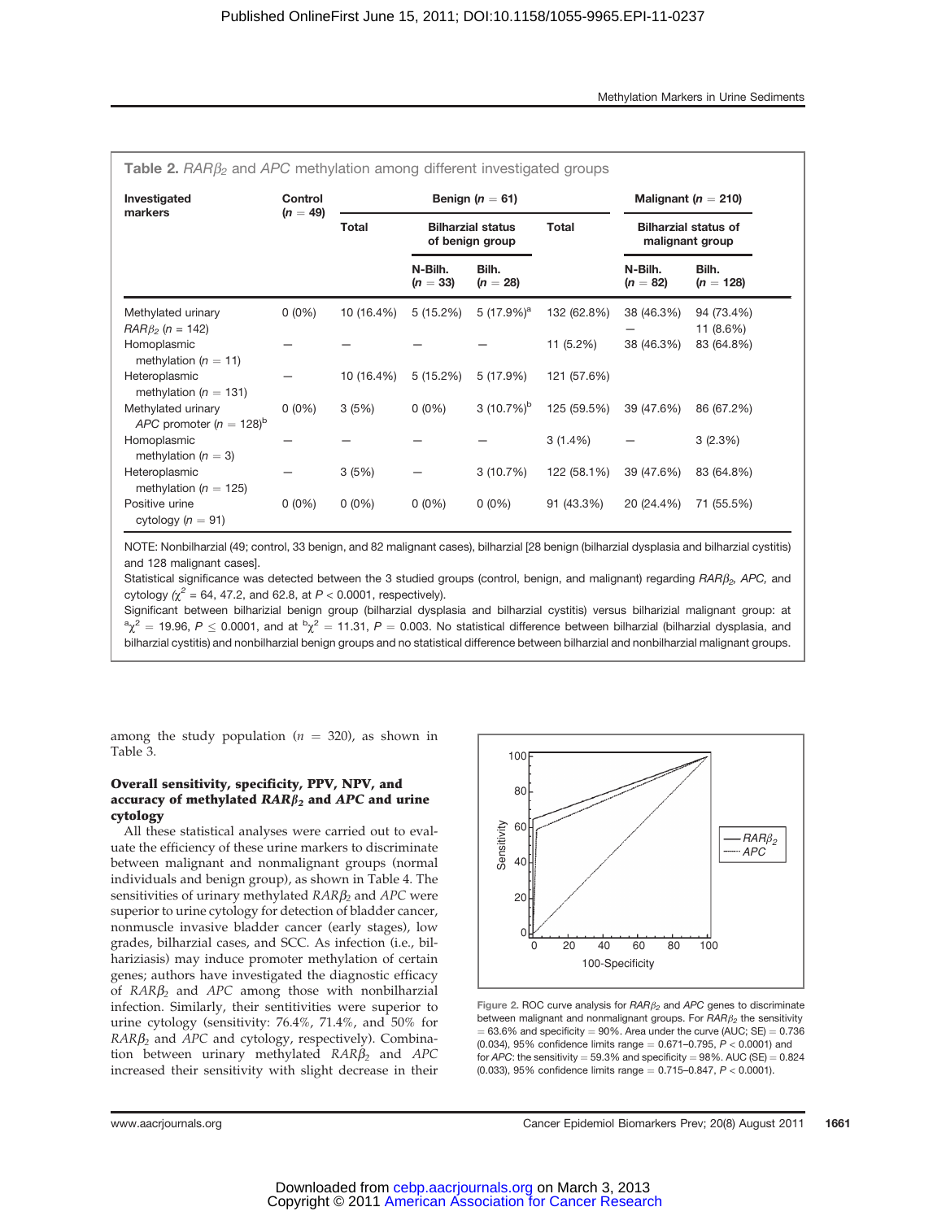**Table 2.** *RARβ₂* and *APC* methylation among different investigated groups

| Investigated markers | Control ($n$ = 49) | Benign ($n$ = 61) | | | Malignant ($n$ = 210) | | |
|---|---|---|---|---|---|---|---|
| | | Total | Bilharzial status of benign group | | Total | Bilharzial status of malignant group | |
| | | | N-Bilh. ($n$ = 33) | Bilh. ($n$ = 28) | | N-Bilh. ($n$ = 82) | Bilh. ($n$ = 128) |
| Methylated urinary $RAR\beta_2$ ($n$ = 142) | 0 (0%) | 10 (16.4%) | 5 (15.2%) | 5 (17.9%)[a] | 132 (62.8%) | 38 (46.3%) — | 94 (73.4%) 11 (8.6%) |
| Homoplasmic methylation ($n$ = 11) | — | — | — | — | 11 (5.2%) | 38 (46.3%) | 83 (64.8%) |
| Heteroplasmic methylation ($n$ = 131) | — | 10 (16.4%) | 5 (15.2%) | 5 (17.9%) | 121 (57.6%) | | |
| Methylated urinary *APC* promoter ($n$ = 128)[b] | 0 (0%) | 3 (5%) | 0 (0%) | 3 (10.7%)[b] | 125 (59.5%) | 39 (47.6%) | 86 (67.2%) |
| Homoplasmic methylation ($n$ = 3) | — | — | — | — | 3 (1.4%) | — | 3 (2.3%) |
| Heteroplasmic methylation ($n$ = 125) | — | 3 (5%) | — | 3 (10.7%) | 122 (58.1%) | 39 (47.6%) | 83 (64.8%) |
| Positive urine cytology ($n$ = 91) | 0 (0%) | 0 (0%) | 0 (0%) | 0 (0%) | 91 (43.3%) | 20 (24.4%) | 71 (55.5%) |

NOTE: Nonbilharzial (49; control, 33 benign, and 82 malignant cases), bilharzial [28 benign (bilharzial dysplasia and bilharzial cystitis) and 128 malignant cases].

Statistical significance was detected between the 3 studied groups (control, benign, and malignant) regarding $RAR\beta_2$, *APC*, and cytology ($\chi^2$ = 64, 47.2, and 62.8, at $P < 0.0001$, respectively).

Significant between bilharzial benign group (bilharzial dysplasia and bilharzial cystitis) versus bilharizial malignant group: at ${}^{a}\chi^2 = 19.96$, $P \leq 0.0001$, and at ${}^{b}\chi^2 = 11.31$, $P = 0.003$. No statistical difference between bilharzial (bilharzial dysplasia, and bilharzial cystitis) and nonbilharzial benign groups and no statistical difference between bilharzial and nonbilharzial malignant groups.

among the study population ($n$ = 320), as shown in Table 3.

### Overall sensitivity, specificity, PPV, NPV, and accuracy of methylated $RAR\beta_2$ and *APC* and urine cytology

All these statistical analyses were carried out to evaluate the efficiency of these urine markers to discriminate between malignant and nonmalignant groups (normal individuals and benign group), as shown in Table 4. The sensitivities of urinary methylated $RAR\beta_2$ and *APC* were superior to urine cytology for detection of bladder cancer, nonmuscle invasive bladder cancer (early stages), low grades, bilharzial cases, and SCC. As infection (i.e., bilhariziasis) may induce promoter methylation of certain genes; authors have investigated the diagnostic efficacy of $RAR\beta_2$ and *APC* among those with nonbilharzial infection. Similarly, their sentitivities were superior to urine cytology (sensitivity: 76.4%, 71.4%, and 50% for $RAR\beta_2$ and *APC* and cytology, respectively). Combination between urinary methylated $RAR\beta_2$ and *APC* increased their sensitivity with slight decrease in their

Figure 2. ROC curve analysis for $RAR\beta_2$ and *APC* genes to discriminate between malignant and nonmalignant groups. For $RAR\beta_2$ the sensitivity = 63.6% and specificity = 90%. Area under the curve (AUC; SE) = 0.736 (0.034), 95% confidence limits range = 0.671–0.795, $P < 0.0001$) and for *APC*: the sensitivity = 59.3% and specificity = 98%. AUC (SE) = 0.824 (0.033), 95% confidence limits range = 0.715–0.847, $P < 0.0001$).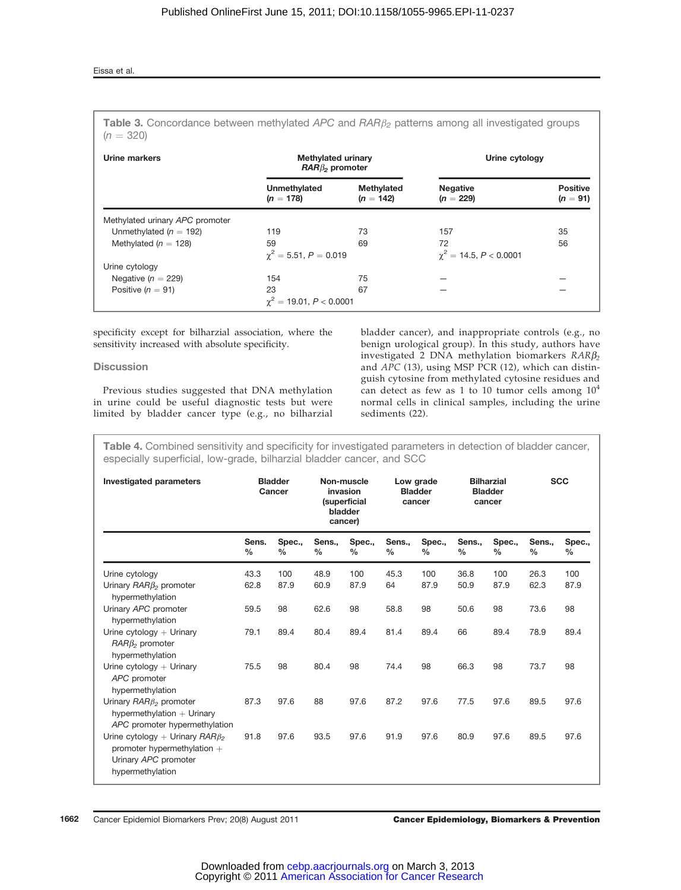**Table 3.** Concordance between methylated *APC* and *RARβ2* patterns among all investigated groups ($n$ = 320)

| Urine markers | Methylated urinary *RARβ2* promoter | | Urine cytology | |
|---|---|---|---|---|
| | Unmethylated ($n$ = 178) | Methylated ($n$ = 142) | Negative ($n$ = 229) | Positive ($n$ = 91) |
| Methylated urinary *APC* promoter | | | | |
| Unmethylated ($n$ = 192) | 119 | 73 | 157 | 35 |
| Methylated ($n$ = 128) | 59 | 69 | 72 | 56 |
| | $\chi^2$ = 5.51, $P$ = 0.019 | | $\chi^2$ = 14.5, $P$ < 0.0001 | |
| Urine cytology | | | | |
| Negative ($n$ = 229) | 154 | 75 | — | — |
| Positive ($n$ = 91) | 23 | 67 | — | — |
| | $\chi^2$ = 19.01, $P$ < 0.0001 | | | |

specificity except for bilharzial association, where the sensitivity increased with absolute specificity.

## Discussion

Previous studies suggested that DNA methylation in urine could be useful diagnostic tests but were limited by bladder cancer type (e.g., no bilharzial bladder cancer), and inappropriate controls (e.g., no benign urological group). In this study, authors have investigated 2 DNA methylation biomarkers *RARβ2* and *APC* (13), using MSP PCR (12), which can distinguish cytosine from methylated cytosine residues and can detect as few as 1 to 10 tumor cells among $10^4$ normal cells in clinical samples, including the urine sediments (22).

**Table 4.** Combined sensitivity and specificity for investigated parameters in detection of bladder cancer, especially superficial, low-grade, bilharzial bladder cancer, and SCC

| Investigated parameters | Bladder Cancer | | Non-muscle invasion (superficial bladder cancer) | | Low grade Bladder cancer | | Bilharzial Bladder cancer | | SCC | |
|---|---|---|---|---|---|---|---|---|---|---|
| | Sens. % | Spec., % | Sens., % | Spec., % | Sens., % | Spec., % | Sens., % | Spec., % | Sens., % | Spec., % |
| Urine cytology | 43.3 | 100 | 48.9 | 100 | 45.3 | 100 | 36.8 | 100 | 26.3 | 100 |
| Urinary *RARβ2* promoter hypermethylation | 62.8 | 87.9 | 60.9 | 87.9 | 64 | 87.9 | 50.9 | 87.9 | 62.3 | 87.9 |
| Urinary *APC* promoter hypermethylation | 59.5 | 98 | 62.6 | 98 | 58.8 | 98 | 50.6 | 98 | 73.6 | 98 |
| Urine cytology + Urinary *RARβ2* promoter hypermethylation | 79.1 | 89.4 | 80.4 | 89.4 | 81.4 | 89.4 | 66 | 89.4 | 78.9 | 89.4 |
| Urine cytology + Urinary *APC* promoter hypermethylation | 75.5 | 98 | 80.4 | 98 | 74.4 | 98 | 66.3 | 98 | 73.7 | 98 |
| Urinary *RARβ2* promoter hypermethylation + Urinary *APC* promoter hypermethylation | 87.3 | 97.6 | 88 | 97.6 | 87.2 | 97.6 | 77.5 | 97.6 | 89.5 | 97.6 |
| Urine cytology + Urinary *RARβ2* promoter hypermethylation + Urinary *APC* promoter hypermethylation | 91.8 | 97.6 | 93.5 | 97.6 | 91.9 | 97.6 | 80.9 | 97.6 | 89.5 | 97.6 |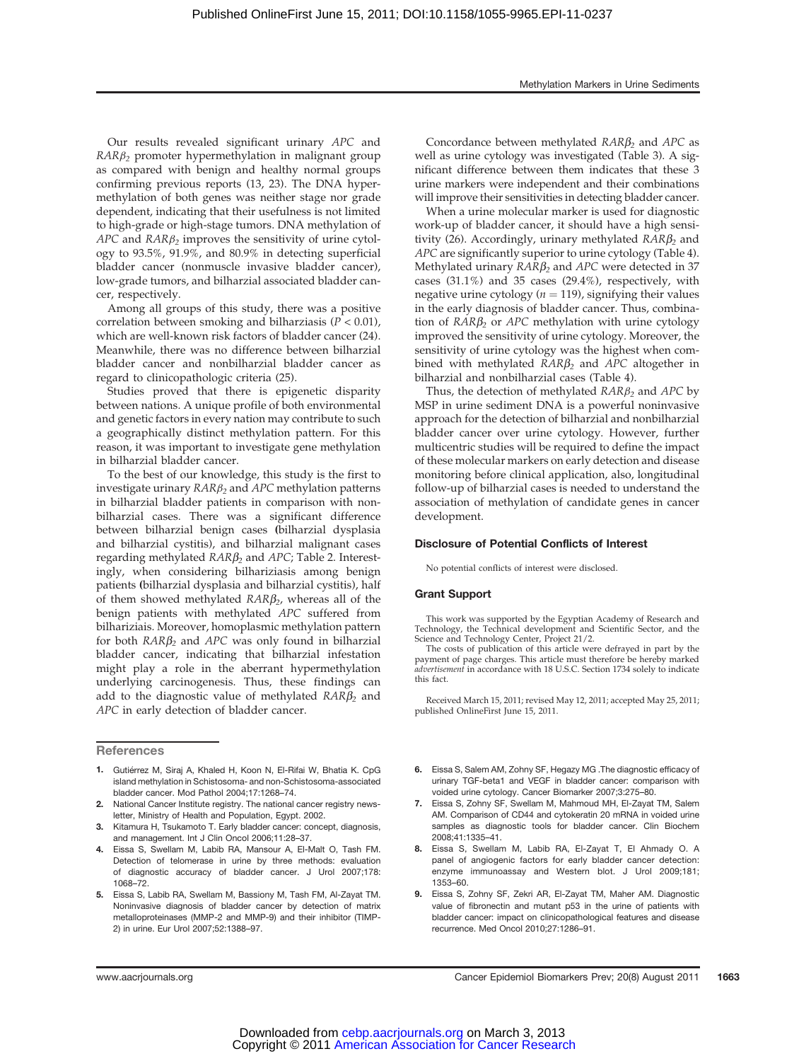Our results revealed significant urinary *APC* and $RAR\beta_2$ promoter hypermethylation in malignant group as compared with benign and healthy normal groups confirming previous reports (13, 23). The DNA hypermethylation of both genes was neither stage nor grade dependent, indicating that their usefulness is not limited to high-grade or high-stage tumors. DNA methylation of *APC* and $RAR\beta_2$ improves the sensitivity of urine cytology to 93.5%, 91.9%, and 80.9% in detecting superficial bladder cancer (nonmuscle invasive bladder cancer), low-grade tumors, and bilharzial associated bladder cancer, respectively.

Among all groups of this study, there was a positive correlation between smoking and bilharziasis ($P < 0.01$), which are well-known risk factors of bladder cancer (24). Meanwhile, there was no difference between bilharzial bladder cancer and nonbilharzial bladder cancer as regard to clinicopathologic criteria (25).

Studies proved that there is epigenetic disparity between nations. A unique profile of both environmental and genetic factors in every nation may contribute to such a geographically distinct methylation pattern. For this reason, it was important to investigate gene methylation in bilharzial bladder cancer.

To the best of our knowledge, this study is the first to investigate urinary $RAR\beta_2$ and *APC* methylation patterns in bilharzial bladder patients in comparison with nonbilharzial cases. There was a significant difference between bilharzial benign cases (bilharzial dysplasia and bilharzial cystitis), and bilharzial malignant cases regarding methylated $RAR\beta_2$ and *APC*; Table 2. Interestingly, when considering bilhariziasis among benign patients (bilharzial dysplasia and bilharzial cystitis), half of them showed methylated $RAR\beta_2$, whereas all of the benign patients with methylated *APC* suffered from bilhariziais. Moreover, homoplasmic methylation pattern for both $RAR\beta_2$ and *APC* was only found in bilharzial bladder cancer, indicating that bilharzial infestation might play a role in the aberrant hypermethylation underlying carcinogenesis. Thus, these findings can add to the diagnostic value of methylated $RAR\beta_2$ and *APC* in early detection of bladder cancer.

Concordance between methylated $RAR\beta_2$ and *APC* as well as urine cytology was investigated (Table 3). A significant difference between them indicates that these 3 urine markers were independent and their combinations will improve their sensitivities in detecting bladder cancer.

When a urine molecular marker is used for diagnostic work-up of bladder cancer, it should have a high sensitivity (26). Accordingly, urinary methylated $RAR\beta_2$ and *APC* are significantly superior to urine cytology (Table 4). Methylated urinary $RAR\beta_2$ and *APC* were detected in 37 cases (31.1%) and 35 cases (29.4%), respectively, with negative urine cytology ($n = 119$), signifying their values in the early diagnosis of bladder cancer. Thus, combination of $RAR\beta_2$ or *APC* methylation with urine cytology improved the sensitivity of urine cytology. Moreover, the sensitivity of urine cytology was the highest when combined with methylated $RAR\beta_2$ and *APC* altogether in bilharzial and nonbilharzial cases (Table 4).

Thus, the detection of methylated $RAR\beta_2$ and *APC* by MSP in urine sediment DNA is a powerful noninvasive approach for the detection of bilharzial and nonbilharzial bladder cancer over urine cytology. However, further multicentric studies will be required to define the impact of these molecular markers on early detection and disease monitoring before clinical application, also, longitudinal follow-up of bilharzial cases is needed to understand the association of methylation of candidate genes in cancer development.

## Disclosure of Potential Conflicts of Interest

No potential conflicts of interest were disclosed.

## Grant Support

This work was supported by the Egyptian Academy of Research and Technology, the Technical development and Scientific Sector, and the Science and Technology Center, Project 21/2.

The costs of publication of this article were defrayed in part by the payment of page charges. This article must therefore be hereby marked *advertisement* in accordance with 18 U.S.C. Section 1734 solely to indicate this fact.

Received March 15, 2011; revised May 12, 2011; accepted May 25, 2011; published OnlineFirst June 15, 2011.

## References

1. Gutiérrez M, Siraj A, Khaled H, Koon N, El-Rifai W, Bhatia K. CpG island methylation in Schistosoma- and non-Schistosoma-associated bladder cancer. Mod Pathol 2004;17:1268–74.
2. National Cancer Institute registry. The national cancer registry newsletter, Ministry of Health and Population, Egypt. 2002.
3. Kitamura H, Tsukamoto T. Early bladder cancer: concept, diagnosis, and management. Int J Clin Oncol 2006;11:28–37.
4. Eissa S, Swellam M, Labib RA, Mansour A, El-Malt O, Tash FM. Detection of telomerase in urine by three methods: evaluation of diagnostic accuracy of bladder cancer. J Urol 2007;178: 1068–72.
5. Eissa S, Labib RA, Swellam M, Bassiony M, Tash FM, Al-Zayat TM. Noninvasive diagnosis of bladder cancer by detection of matrix metalloproteinases (MMP-2 and MMP-9) and their inhibitor (TIMP-2) in urine. Eur Urol 2007;52:1388–97.
6. Eissa S, Salem AM, Zohny SF, Hegazy MG .The diagnostic efficacy of urinary TGF-beta1 and VEGF in bladder cancer: comparison with voided urine cytology. Cancer Biomarker 2007;3:275–80.
7. Eissa S, Zohny SF, Swellam M, Mahmoud MH, El-Zayat TM, Salem AM. Comparison of CD44 and cytokeratin 20 mRNA in voided urine samples as diagnostic tools for bladder cancer. Clin Biochem 2008;41:1335–41.
8. Eissa S, Swellam M, Labib RA, El-Zayat T, El Ahmady O. A panel of angiogenic factors for early bladder cancer detection: enzyme immunoassay and Western blot. J Urol 2009;181; 1353–60.
9. Eissa S, Zohny SF, Zekri AR, El-Zayat TM, Maher AM. Diagnostic value of fibronectin and mutant p53 in the urine of patients with bladder cancer: impact on clinicopathological features and disease recurrence. Med Oncol 2010;27:1286–91.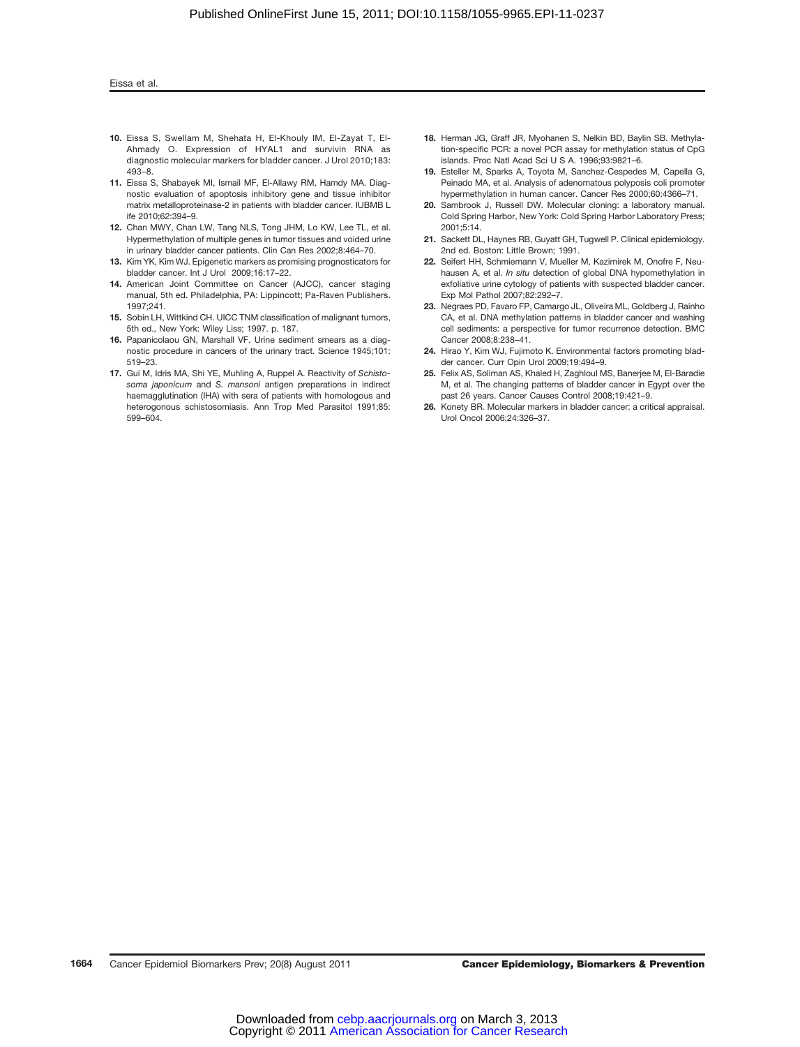10. Eissa S, Swellam M, Shehata H, El-Khouly IM, El-Zayat T, El-Ahmady O. Expression of HYAL1 and survivin RNA as diagnostic molecular markers for bladder cancer. J Urol 2010;183:493–8.
11. Eissa S, Shabayek MI, Ismail MF, El-Allawy RM, Hamdy MA. Diagnostic evaluation of apoptosis inhibitory gene and tissue inhibitor matrix metalloproteinase-2 in patients with bladder cancer. IUBMB Life 2010;62:394–9.
12. Chan MWY, Chan LW, Tang NLS, Tong JHM, Lo KW, Lee TL, et al. Hypermethylation of multiple genes in tumor tissues and voided urine in urinary bladder cancer patients. Clin Can Res 2002;8:464–70.
13. Kim YK, Kim WJ. Epigenetic markers as promising prognosticators for bladder cancer. Int J Urol 2009;16:17–22.
14. American Joint Committee on Cancer (AJCC), cancer staging manual, 5th ed. Philadelphia, PA: Lippincott; Pa-Raven Publishers. 1997;241.
15. Sobin LH, Wittkind CH. UICC TNM classification of malignant tumors, 5th ed., New York: Wiley Liss; 1997. p. 187.
16. Papanicolaou GN, Marshall VF. Urine sediment smears as a diagnostic procedure in cancers of the urinary tract. Science 1945;101:519–23.
17. Gui M, Idris MA, Shi YE, Muhling A, Ruppel A. Reactivity of *Schistosoma japonicum* and *S. mansoni* antigen preparations in indirect haemagglutination (IHA) with sera of patients with homologous and heterogonous schistosomiasis. Ann Trop Med Parasitol 1991;85:599–604.
18. Herman JG, Graff JR, Myohanen S, Nelkin BD, Baylin SB. Methylation-specific PCR: a novel PCR assay for methylation status of CpG islands. Proc Natl Acad Sci U S A. 1996;93:9821–6.
19. Esteller M, Sparks A, Toyota M, Sanchez-Cespedes M, Capella G, Peinado MA, et al. Analysis of adenomatous polyposis coli promoter hypermethylation in human cancer. Cancer Res 2000;60:4366–71.
20. Sambrook J, Russell DW. Molecular cloning: a laboratory manual. Cold Spring Harbor, New York: Cold Spring Harbor Laboratory Press; 2001;5:14.
21. Sackett DL, Haynes RB, Guyatt GH, Tugwell P. Clinical epidemiology. 2nd ed. Boston: Little Brown; 1991.
22. Seifert HH, Schmiemann V, Mueller M, Kazimirek M, Onofre F, Neuhausen A, et al. *In situ* detection of global DNA hypomethylation in exfoliative urine cytology of patients with suspected bladder cancer. Exp Mol Pathol 2007;82:292–7.
23. Negraes PD, Favaro FP, Camargo JL, Oliveira ML, Goldberg J, Rainho CA, et al. DNA methylation patterns in bladder cancer and washing cell sediments: a perspective for tumor recurrence detection. BMC Cancer 2008;8:238–41.
24. Hirao Y, Kim WJ, Fujimoto K. Environmental factors promoting bladder cancer. Curr Opin Urol 2009;19:494–9.
25. Felix AS, Soliman AS, Khaled H, Zaghloul MS, Banerjee M, El-Baradie M, et al. The changing patterns of bladder cancer in Egypt over the past 26 years. Cancer Causes Control 2008;19:421–9.
26. Konety BR. Molecular markers in bladder cancer: a critical appraisal. Urol Oncol 2006;24:326–37.